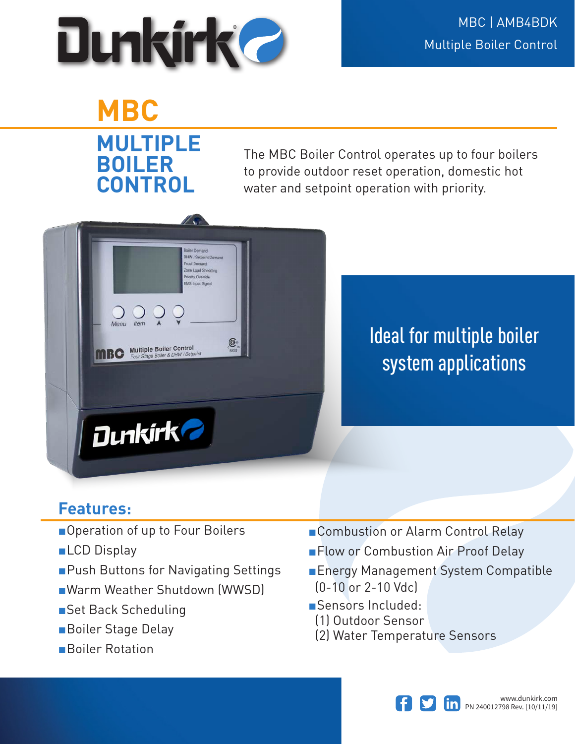MBC | AMB4BDK

Multiple Boiler Control

# MBC

## MULTIPLE BOILER CONTROL

The MBC Boiler Control operates up to four boilers to provide outdoor reset operation, domestic hot water and setpoint operation with priority.

Ideal for multiple boiler system applications

## Features:

- Operation of up to Four Boilers
- LCD Display
- Push Buttons for Navigating Settings
- Warm Weather Shutdown (WWSD)
- Set Back Scheduling
- Boiler Stage Delay
- Boiler Rotation
- Combustion or Alarm Control Relay
- Flow or Combustion Air Proof Delay
- Energy Management System Compatible (0-10 or 2-10 Vdc)
- Sensors Included:
  (1) Outdoor Sensor
  (2) Water Temperature Sensors

www.dunkirk.com
PN 240012798 Rev. [10/11/19]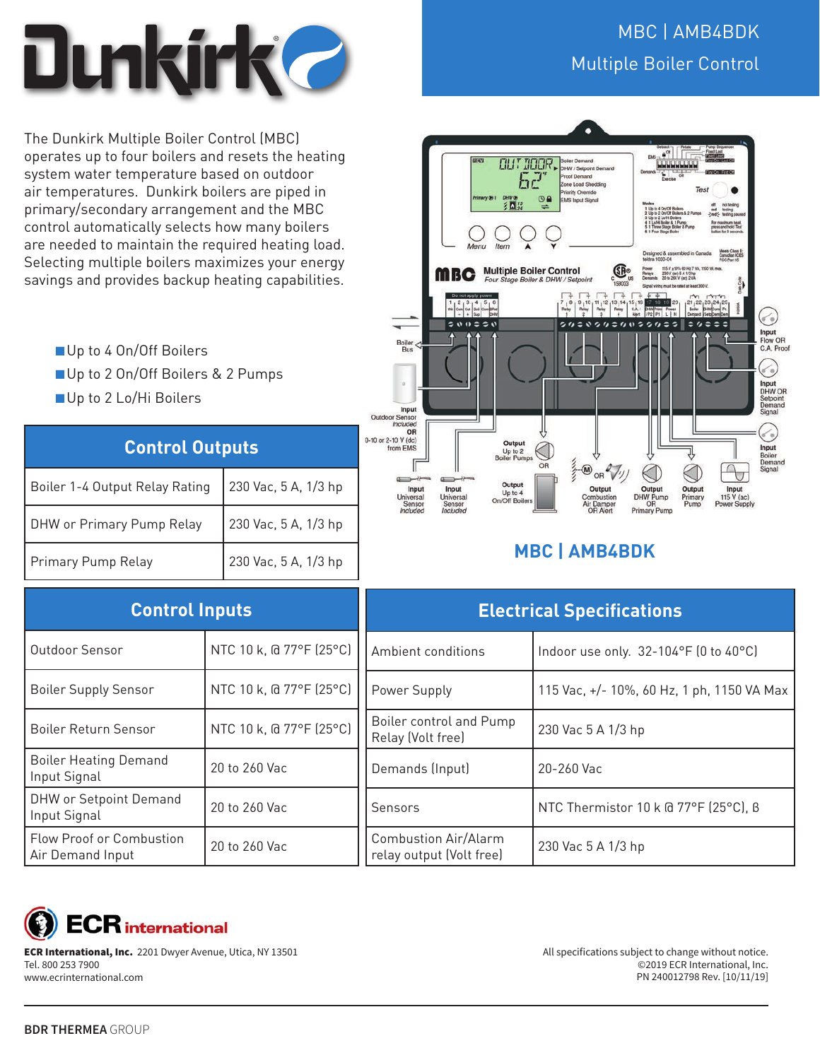# MBC | AMB4BDK

## Multiple Boiler Control

The Dunkirk Multiple Boiler Control (MBC) operates up to four boilers and resets the heating system water temperature based on outdoor air temperatures. Dunkirk boilers are piped in primary/secondary arrangement and the MBC control automatically selects how many boilers are needed to maintain the required heating load. Selecting multiple boilers maximizes your energy savings and provides backup heating capabilities.

- Up to 4 On/Off Boilers
- Up to 2 On/Off Boilers & 2 Pumps
- Up to 2 Lo/Hi Boilers

Boiler Bus
Input Outdoor Sensor Included OR 0-10 or 2-10 V (dc) from EMS
Output Up to 2 Boiler Pumps OR
Input Universal Sensor Included
Input Universal Sensor Included
Output Up to 4 On/Off Boilers
Output Combustion Air Damper OR Alert
Output DHW Pump OR Primary Pump
Output Primary Pump
Input 115 V (ac) Power Supply
Input Flow OR C.A. Proof
Input DHW OR Setpoint Demand Signal
Input Boiler Demand Signal

**MBC | AMB4BDK**

| Control Outputs | |
|---|---|
| Boiler 1-4 Output Relay Rating | 230 Vac, 5 A, 1/3 hp |
| DHW or Primary Pump Relay | 230 Vac, 5 A, 1/3 hp |
| Primary Pump Relay | 230 Vac, 5 A, 1/3 hp |

| Control Inputs | |
|---|---|
| Outdoor Sensor | NTC 10 k, @ 77°F (25°C) |
| Boiler Supply Sensor | NTC 10 k, @ 77°F (25°C) |
| Boiler Return Sensor | NTC 10 k, @ 77°F (25°C) |
| Boiler Heating Demand Input Signal | 20 to 260 Vac |
| DHW or Setpoint Demand Input Signal | 20 to 260 Vac |
| Flow Proof or Combustion Air Demand Input | 20 to 260 Vac |

| Electrical Specifications | |
|---|---|
| Ambient conditions | Indoor use only. 32-104°F (0 to 40°C) |
| Power Supply | 115 Vac, +/- 10%, 60 Hz, 1 ph, 1150 VA Max |
| Boiler control and Pump Relay (Volt free) | 230 Vac 5 A 1/3 hp |
| Demands (Input) | 20-260 Vac |
| Sensors | NTC Thermistor 10 k @ 77°F (25°C), ß |
| Combustion Air/Alarm relay output (Volt free) | 230 Vac 5 A 1/3 hp |

ECR international

**ECR International, Inc.** 2201 Dwyer Avenue, Utica, NY 13501
Tel. 800 253 7900
www.ecrinternational.com

All specifications subject to change without notice.
©2019 ECR International, Inc.
PN 240012798 Rev. [10/11/19]

**BDR THERMEA** GROUP